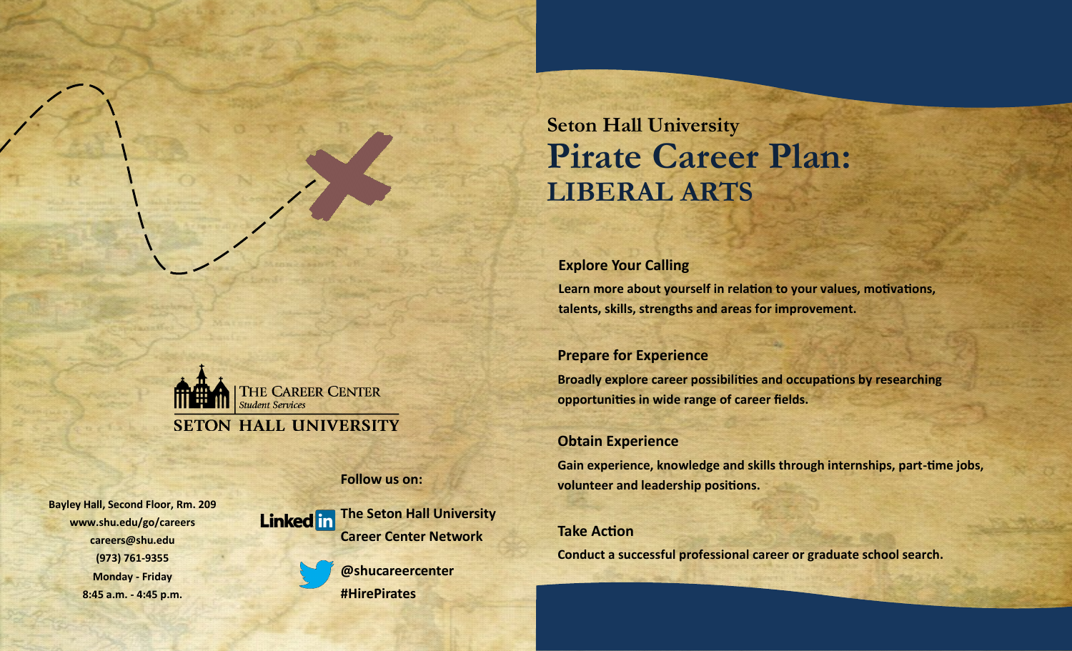THE CAREER CENTER
*Student Services*
SETON HALL UNIVERSITY

**Bayley Hall, Second Floor, Rm. 209**
**www.shu.edu/go/careers**
**careers@shu.edu**
**(973) 761-9355**
**Monday - Friday**
**8:45 a.m. - 4:45 p.m.**

**Follow us on:**

**LinkedIn: The Seton Hall University Career Center Network**

**Twitter: @shucareercenter #HirePirates**

## Seton Hall University

# Pirate Career Plan: LIBERAL ARTS

### Explore Your Calling

**Learn more about yourself in relation to your values, motivations, talents, skills, strengths and areas for improvement.**

### Prepare for Experience

**Broadly explore career possibilities and occupations by researching opportunities in wide range of career fields.**

### Obtain Experience

**Gain experience, knowledge and skills through internships, part-time jobs, volunteer and leadership positions.**

### Take Action

**Conduct a successful professional career or graduate school search.**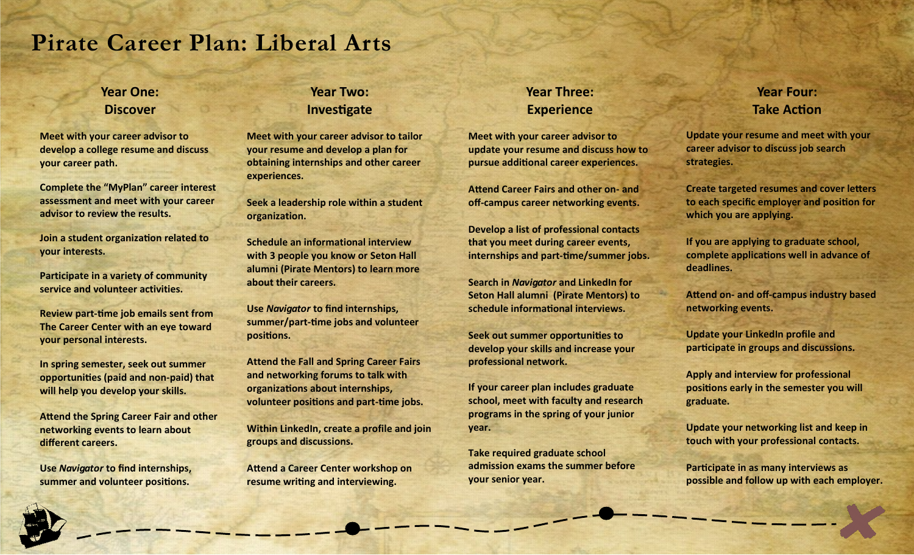# Pirate Career Plan: Liberal Arts

## Year One: Discover

Meet with your career advisor to develop a college resume and discuss your career path.

Complete the “MyPlan” career interest assessment and meet with your career advisor to review the results.

Join a student organization related to your interests.

Participate in a variety of community service and volunteer activities.

Review part-time job emails sent from The Career Center with an eye toward your personal interests.

In spring semester, seek out summer opportunities (paid and non-paid) that will help you develop your skills.

Attend the Spring Career Fair and other networking events to learn about different careers.

Use *Navigator* to find internships, summer and volunteer positions.

## Year Two: Investigate

Meet with your career advisor to tailor your resume and develop a plan for obtaining internships and other career experiences.

Seek a leadership role within a student organization.

Schedule an informational interview with 3 people you know or Seton Hall alumni (Pirate Mentors) to learn more about their careers.

Use *Navigator* to find internships, summer/part-time jobs and volunteer positions.

Attend the Fall and Spring Career Fairs and networking forums to talk with organizations about internships, volunteer positions and part-time jobs.

Within LinkedIn, create a profile and join groups and discussions.

Attend a Career Center workshop on resume writing and interviewing.

## Year Three: Experience

Meet with your career advisor to update your resume and discuss how to pursue additional career experiences.

Attend Career Fairs and other on- and off-campus career networking events.

Develop a list of professional contacts that you meet during career events, internships and part-time/summer jobs.

Search in *Navigator* and LinkedIn for Seton Hall alumni (Pirate Mentors) to schedule informational interviews.

Seek out summer opportunities to develop your skills and increase your professional network.

If your career plan includes graduate school, meet with faculty and research programs in the spring of your junior year.

Take required graduate school admission exams the summer before your senior year.

## Year Four: Take Action

Update your resume and meet with your career advisor to discuss job search strategies.

Create targeted resumes and cover letters to each specific employer and position for which you are applying.

If you are applying to graduate school, complete applications well in advance of deadlines.

Attend on- and off-campus industry based networking events.

Update your LinkedIn profile and participate in groups and discussions.

Apply and interview for professional positions early in the semester you will graduate.

Update your networking list and keep in touch with your professional contacts.

Participate in as many interviews as possible and follow up with each employer.